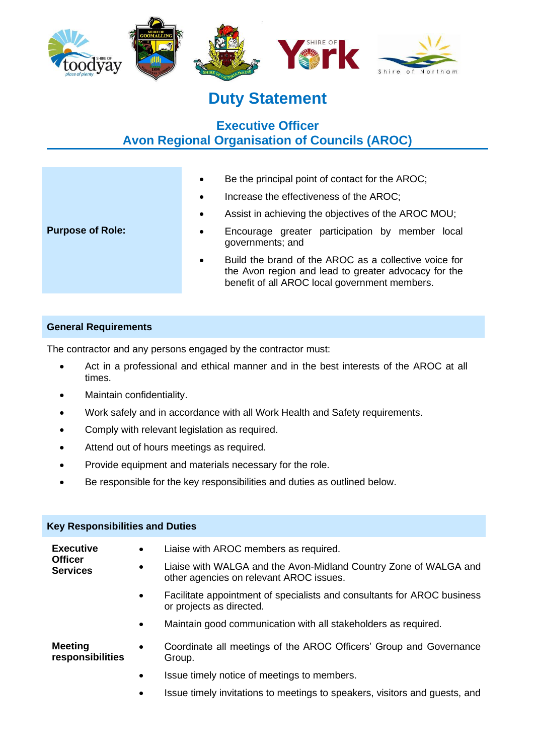# Duty Statement

## Executive Officer
## Avon Regional Organisation of Councils (AROC)

| **Purpose of Role:** | <ul><li>Be the principal point of contact for the AROC;</li><li>Increase the effectiveness of the AROC;</li><li>Assist in achieving the objectives of the AROC MOU;</li><li>Encourage greater participation by member local governments; and</li><li>Build the brand of the AROC as a collective voice for the Avon region and lead to greater advocacy for the benefit of all AROC local government members.</li></ul> |
|---|---|

### General Requirements

The contractor and any persons engaged by the contractor must:

- Act in a professional and ethical manner and in the best interests of the AROC at all times.
- Maintain confidentiality.
- Work safely and in accordance with all Work Health and Safety requirements.
- Comply with relevant legislation as required.
- Attend out of hours meetings as required.
- Provide equipment and materials necessary for the role.
- Be responsible for the key responsibilities and duties as outlined below.

### Key Responsibilities and Duties

**Executive Officer Services**

- Liaise with AROC members as required.
- Liaise with WALGA and the Avon-Midland Country Zone of WALGA and other agencies on relevant AROC issues.
- Facilitate appointment of specialists and consultants for AROC business or projects as directed.
- Maintain good communication with all stakeholders as required.

**Meeting responsibilities**

- Coordinate all meetings of the AROC Officers' Group and Governance Group.
- Issue timely notice of meetings to members.
- Issue timely invitations to meetings to speakers, visitors and guests, and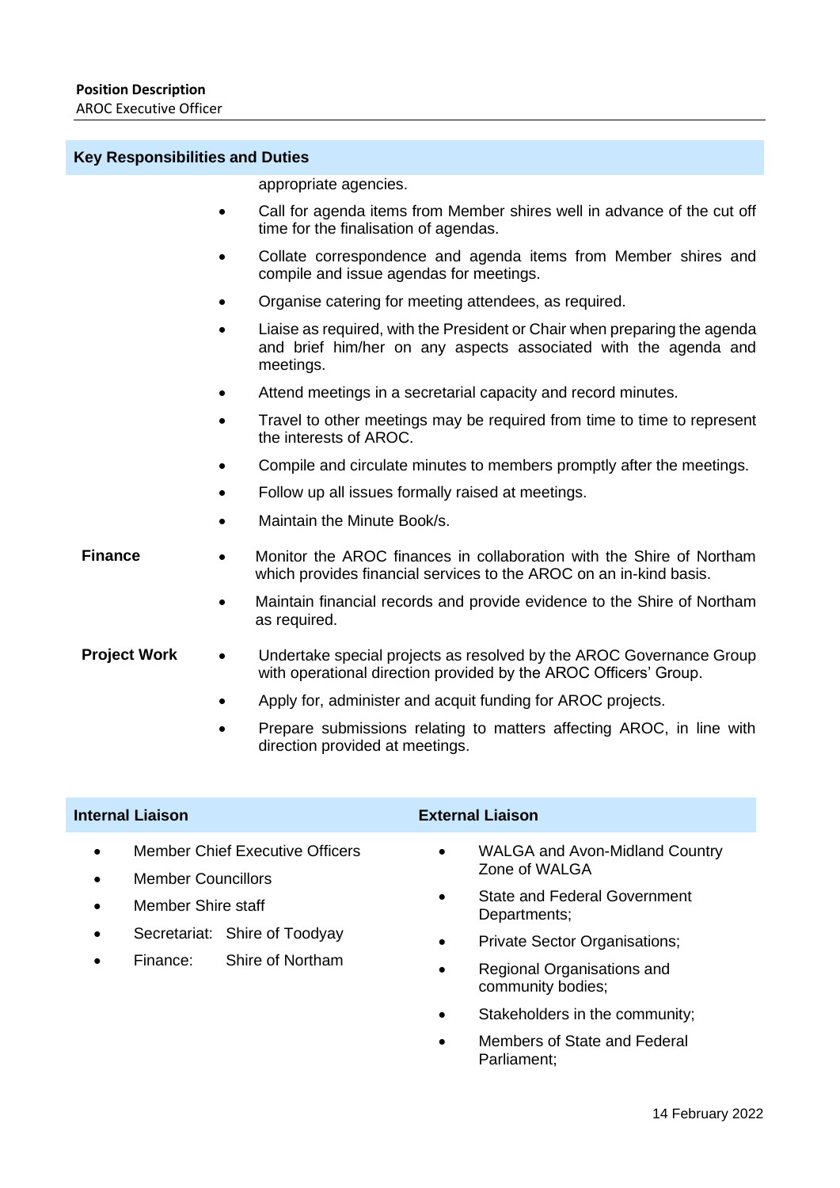## Key Responsibilities and Duties

appropriate agencies.

- Call for agenda items from Member shires well in advance of the cut off time for the finalisation of agendas.
- Collate correspondence and agenda items from Member shires and compile and issue agendas for meetings.
- Organise catering for meeting attendees, as required.
- Liaise as required, with the President or Chair when preparing the agenda and brief him/her on any aspects associated with the agenda and meetings.
- Attend meetings in a secretarial capacity and record minutes.
- Travel to other meetings may be required from time to time to represent the interests of AROC.
- Compile and circulate minutes to members promptly after the meetings.
- Follow up all issues formally raised at meetings.
- Maintain the Minute Book/s.

**Finance**

- Monitor the AROC finances in collaboration with the Shire of Northam which provides financial services to the AROC on an in-kind basis.
- Maintain financial records and provide evidence to the Shire of Northam as required.

**Project Work**

- Undertake special projects as resolved by the AROC Governance Group with operational direction provided by the AROC Officers' Group.
- Apply for, administer and acquit funding for AROC projects.
- Prepare submissions relating to matters affecting AROC, in line with direction provided at meetings.

## Internal Liaison

- Member Chief Executive Officers
- Member Councillors
- Member Shire staff
- Secretariat: Shire of Toodyay
- Finance: Shire of Northam

## External Liaison

- WALGA and Avon-Midland Country Zone of WALGA
- State and Federal Government Departments;
- Private Sector Organisations;
- Regional Organisations and community bodies;
- Stakeholders in the community;
- Members of State and Federal Parliament;

14 February 2022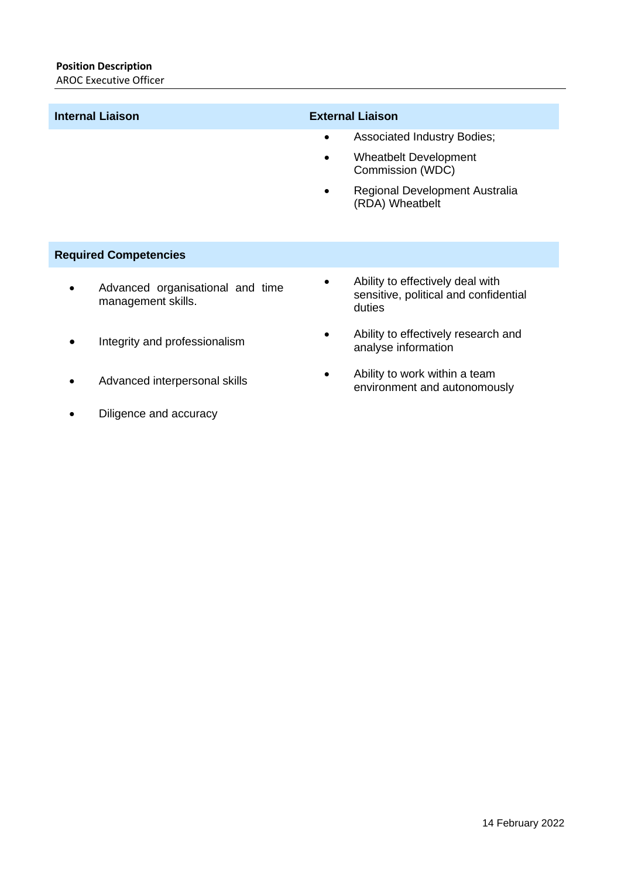| Internal Liaison | External Liaison |
|---|---|
| | • Associated Industry Bodies;<br>• Wheatbelt Development Commission (WDC)<br>• Regional Development Australia (RDA) Wheatbelt |

## Required Competencies

- Advanced organisational and time management skills.
- Integrity and professionalism
- Advanced interpersonal skills
- Diligence and accuracy
- Ability to effectively deal with sensitive, political and confidential duties
- Ability to effectively research and analyse information
- Ability to work within a team environment and autonomously

14 February 2022